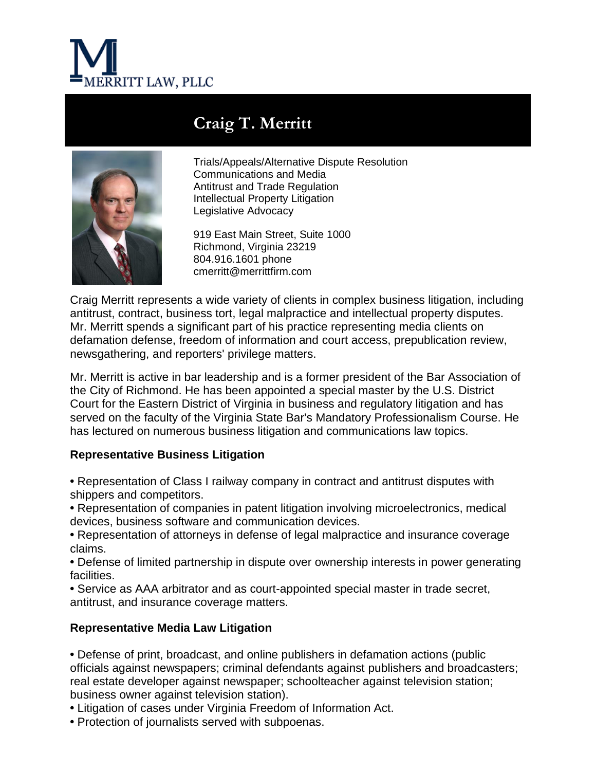MERRITT LAW, PLLC

# Craig T. Merritt

Trials/Appeals/Alternative Dispute Resolution
Communications and Media
Antitrust and Trade Regulation
Intellectual Property Litigation
Legislative Advocacy

919 East Main Street, Suite 1000
Richmond, Virginia 23219
804.916.1601 phone
cmerritt@merrittfirm.com

Craig Merritt represents a wide variety of clients in complex business litigation, including antitrust, contract, business tort, legal malpractice and intellectual property disputes. Mr. Merritt spends a significant part of his practice representing media clients on defamation defense, freedom of information and court access, prepublication review, newsgathering, and reporters' privilege matters.

Mr. Merritt is active in bar leadership and is a former president of the Bar Association of the City of Richmond. He has been appointed a special master by the U.S. District Court for the Eastern District of Virginia in business and regulatory litigation and has served on the faculty of the Virginia State Bar's Mandatory Professionalism Course. He has lectured on numerous business litigation and communications law topics.

**Representative Business Litigation**

- Representation of Class I railway company in contract and antitrust disputes with shippers and competitors.
- Representation of companies in patent litigation involving microelectronics, medical devices, business software and communication devices.
- Representation of attorneys in defense of legal malpractice and insurance coverage claims.
- Defense of limited partnership in dispute over ownership interests in power generating facilities.
- Service as AAA arbitrator and as court-appointed special master in trade secret, antitrust, and insurance coverage matters.

**Representative Media Law Litigation**

- Defense of print, broadcast, and online publishers in defamation actions (public officials against newspapers; criminal defendants against publishers and broadcasters; real estate developer against newspaper; schoolteacher against television station; business owner against television station).
- Litigation of cases under Virginia Freedom of Information Act.
- Protection of journalists served with subpoenas.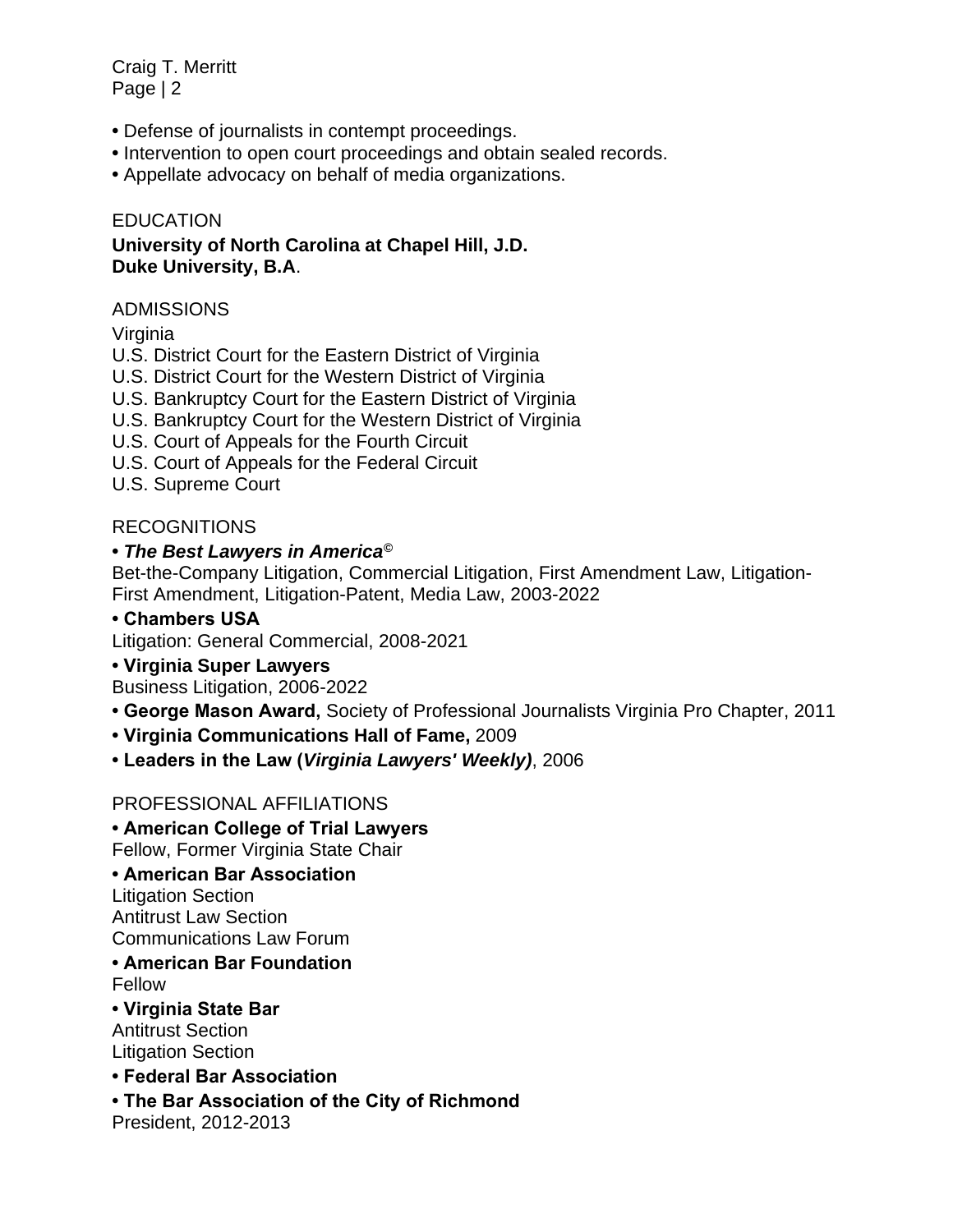- Defense of journalists in contempt proceedings.
- Intervention to open court proceedings and obtain sealed records.
- Appellate advocacy on behalf of media organizations.

## EDUCATION

**University of North Carolina at Chapel Hill, J.D.**
**Duke University, B.A**.

## ADMISSIONS

Virginia
U.S. District Court for the Eastern District of Virginia
U.S. District Court for the Western District of Virginia
U.S. Bankruptcy Court for the Eastern District of Virginia
U.S. Bankruptcy Court for the Western District of Virginia
U.S. Court of Appeals for the Fourth Circuit
U.S. Court of Appeals for the Federal Circuit
U.S. Supreme Court

## RECOGNITIONS

- ***The Best Lawyers in America©***
  Bet-the-Company Litigation, Commercial Litigation, First Amendment Law, Litigation-First Amendment, Litigation-Patent, Media Law, 2003-2022
- **Chambers USA**
  Litigation: General Commercial, 2008-2021
- **Virginia Super Lawyers**
  Business Litigation, 2006-2022
- **George Mason Award,** Society of Professional Journalists Virginia Pro Chapter, 2011
- **Virginia Communications Hall of Fame,** 2009
- **Leaders in the Law (*Virginia Lawyers' Weekly)***, 2006

## PROFESSIONAL AFFILIATIONS

- **American College of Trial Lawyers**
  Fellow, Former Virginia State Chair
- **American Bar Association**
  Litigation Section
  Antitrust Law Section
  Communications Law Forum
- **American Bar Foundation**
  Fellow
- **Virginia State Bar**
  Antitrust Section
  Litigation Section
- **Federal Bar Association**
- **The Bar Association of the City of Richmond**
  President, 2012-2013